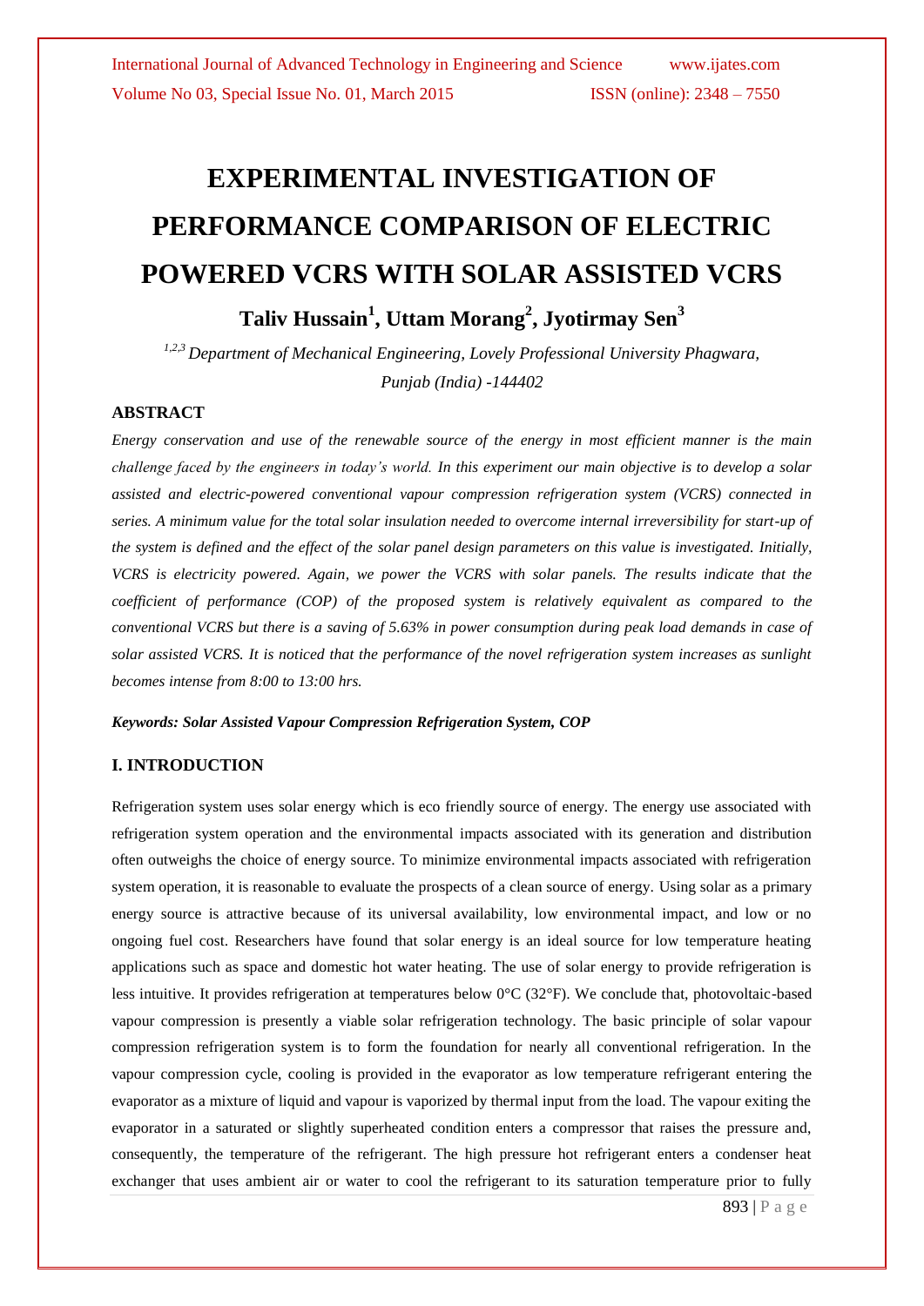# EXPERIMENTAL INVESTIGATION OF PERFORMANCE COMPARISON OF ELECTRIC POWERED VCRS WITH SOLAR ASSISTED VCRS

**Taliv Hussain[1], Uttam Morang[2], Jyotirmay Sen[3]**

*[1,2,3] Department of Mechanical Engineering, Lovely Professional University Phagwara, Punjab (India) -144402*

## ABSTRACT

*Energy conservation and use of the renewable source of the energy in most efficient manner is the main challenge faced by the engineers in today's world. In this experiment our main objective is to develop a solar assisted and electric-powered conventional vapour compression refrigeration system (VCRS) connected in series. A minimum value for the total solar insulation needed to overcome internal irreversibility for start-up of the system is defined and the effect of the solar panel design parameters on this value is investigated. Initially, VCRS is electricity powered. Again, we power the VCRS with solar panels. The results indicate that the coefficient of performance (COP) of the proposed system is relatively equivalent as compared to the conventional VCRS but there is a saving of 5.63% in power consumption during peak load demands in case of solar assisted VCRS. It is noticed that the performance of the novel refrigeration system increases as sunlight becomes intense from 8:00 to 13:00 hrs.*

***Keywords: Solar Assisted Vapour Compression Refrigeration System, COP***

## I. INTRODUCTION

Refrigeration system uses solar energy which is eco friendly source of energy. The energy use associated with refrigeration system operation and the environmental impacts associated with its generation and distribution often outweighs the choice of energy source. To minimize environmental impacts associated with refrigeration system operation, it is reasonable to evaluate the prospects of a clean source of energy. Using solar as a primary energy source is attractive because of its universal availability, low environmental impact, and low or no ongoing fuel cost. Researchers have found that solar energy is an ideal source for low temperature heating applications such as space and domestic hot water heating. The use of solar energy to provide refrigeration is less intuitive. It provides refrigeration at temperatures below 0°C (32°F). We conclude that, photovoltaic-based vapour compression is presently a viable solar refrigeration technology. The basic principle of solar vapour compression refrigeration system is to form the foundation for nearly all conventional refrigeration. In the vapour compression cycle, cooling is provided in the evaporator as low temperature refrigerant entering the evaporator as a mixture of liquid and vapour is vaporized by thermal input from the load. The vapour exiting the evaporator in a saturated or slightly superheated condition enters a compressor that raises the pressure and, consequently, the temperature of the refrigerant. The high pressure hot refrigerant enters a condenser heat exchanger that uses ambient air or water to cool the refrigerant to its saturation temperature prior to fully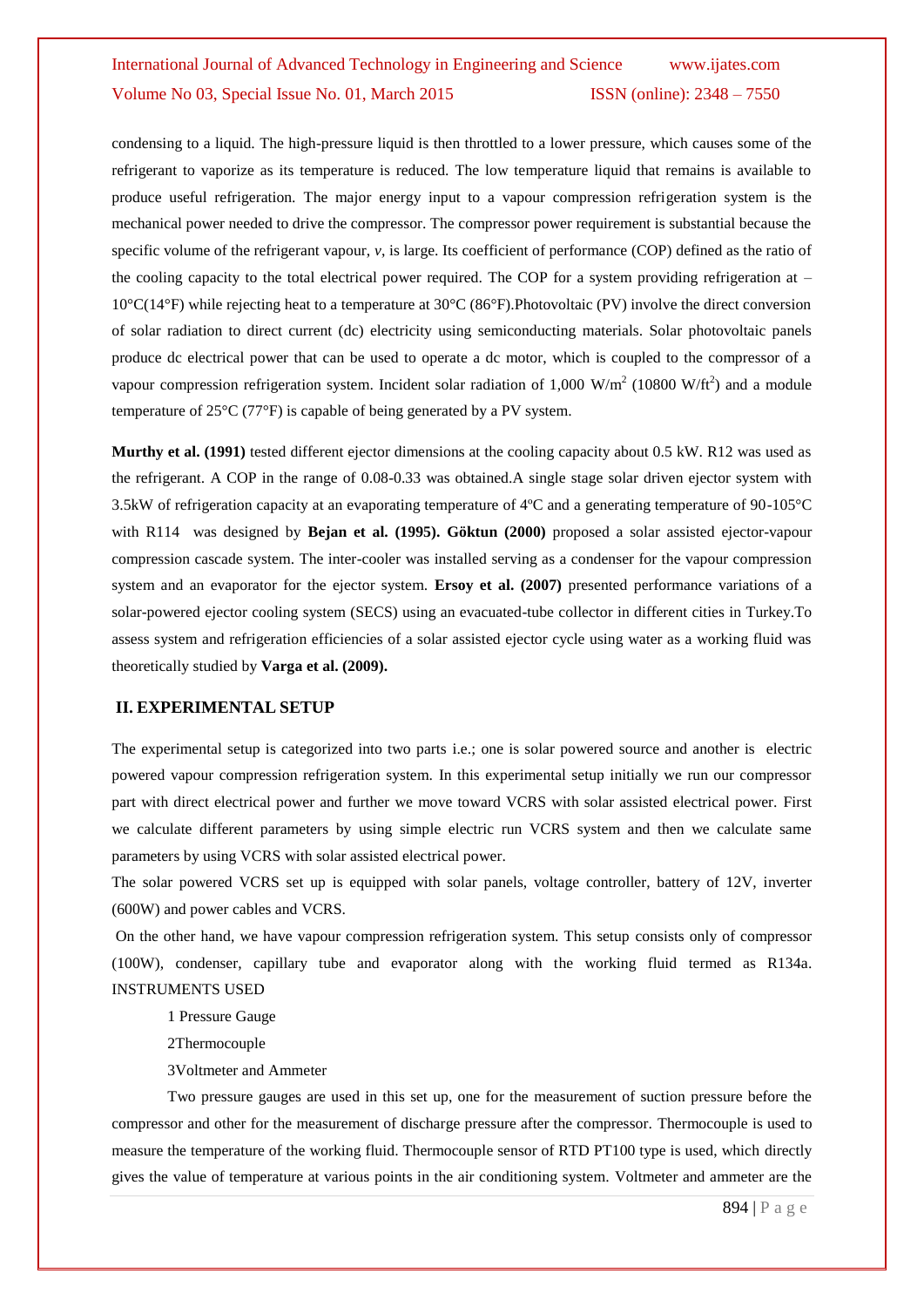condensing to a liquid. The high-pressure liquid is then throttled to a lower pressure, which causes some of the refrigerant to vaporize as its temperature is reduced. The low temperature liquid that remains is available to produce useful refrigeration. The major energy input to a vapour compression refrigeration system is the mechanical power needed to drive the compressor. The compressor power requirement is substantial because the specific volume of the refrigerant vapour, *v*, is large. Its coefficient of performance (COP) defined as the ratio of the cooling capacity to the total electrical power required. The COP for a system providing refrigeration at –10°C(14°F) while rejecting heat to a temperature at 30°C (86°F).Photovoltaic (PV) involve the direct conversion of solar radiation to direct current (dc) electricity using semiconducting materials. Solar photovoltaic panels produce dc electrical power that can be used to operate a dc motor, which is coupled to the compressor of a vapour compression refrigeration system. Incident solar radiation of 1,000 $W/m^2$ (10800 $W/ft^2$) and a module temperature of 25°C (77°F) is capable of being generated by a PV system.

**Murthy et al. (1991)** tested different ejector dimensions at the cooling capacity about 0.5 kW. R12 was used as the refrigerant. A COP in the range of 0.08-0.33 was obtained.A single stage solar driven ejector system with 3.5kW of refrigeration capacity at an evaporating temperature of 4ºC and a generating temperature of 90-105°C with R114 was designed by **Bejan et al. (1995). Göktun (2000)** proposed a solar assisted ejector-vapour compression cascade system. The inter-cooler was installed serving as a condenser for the vapour compression system and an evaporator for the ejector system. **Ersoy et al. (2007)** presented performance variations of a solar-powered ejector cooling system (SECS) using an evacuated-tube collector in different cities in Turkey.To assess system and refrigeration efficiencies of a solar assisted ejector cycle using water as a working fluid was theoretically studied by **Varga et al. (2009).**

## II. EXPERIMENTAL SETUP

The experimental setup is categorized into two parts i.e.; one is solar powered source and another is electric powered vapour compression refrigeration system. In this experimental setup initially we run our compressor part with direct electrical power and further we move toward VCRS with solar assisted electrical power. First we calculate different parameters by using simple electric run VCRS system and then we calculate same parameters by using VCRS with solar assisted electrical power.

The solar powered VCRS set up is equipped with solar panels, voltage controller, battery of 12V, inverter (600W) and power cables and VCRS.

On the other hand, we have vapour compression refrigeration system. This setup consists only of compressor (100W), condenser, capillary tube and evaporator along with the working fluid termed as R134a.

INSTRUMENTS USED

1 Pressure Gauge

2Thermocouple

3Voltmeter and Ammeter

Two pressure gauges are used in this set up, one for the measurement of suction pressure before the compressor and other for the measurement of discharge pressure after the compressor. Thermocouple is used to measure the temperature of the working fluid. Thermocouple sensor of RTD PT100 type is used, which directly gives the value of temperature at various points in the air conditioning system. Voltmeter and ammeter are the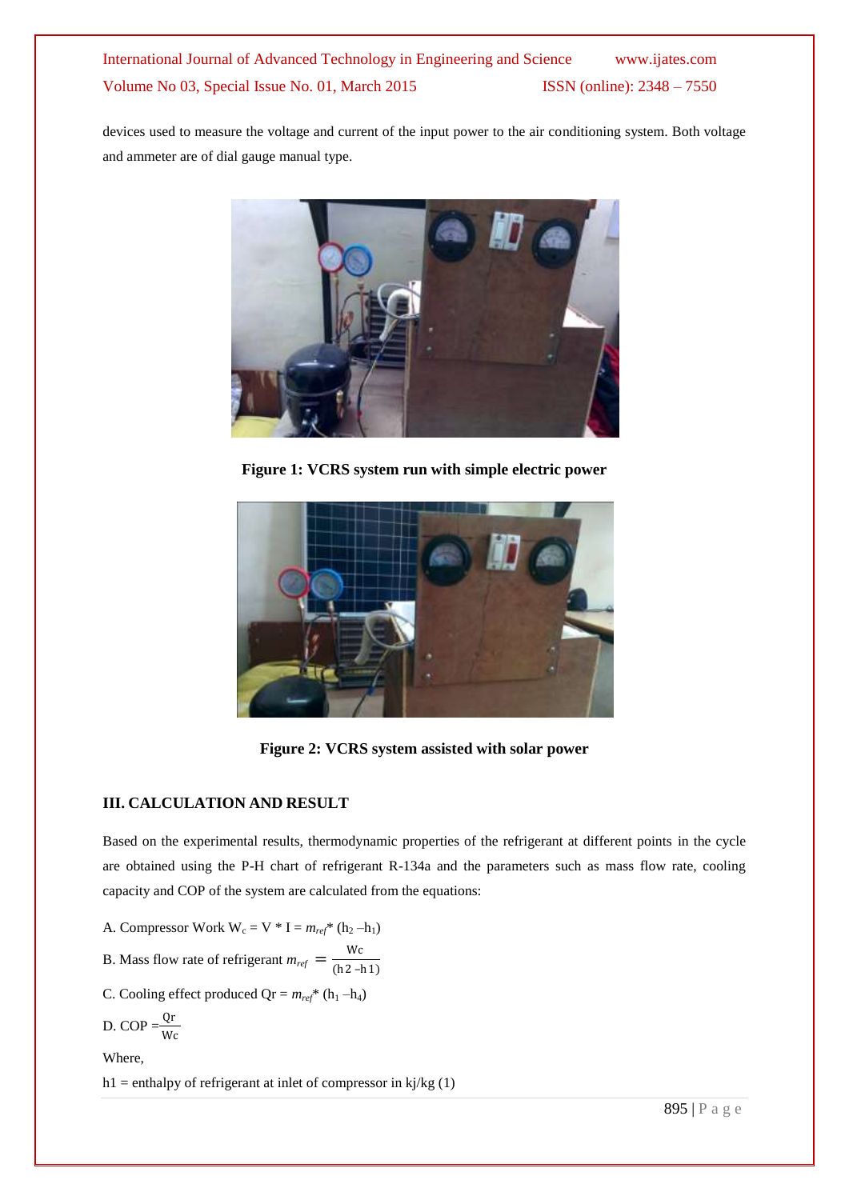devices used to measure the voltage and current of the input power to the air conditioning system. Both voltage and ammeter are of dial gauge manual type.

**Figure 1: VCRS system run with simple electric power**

**Figure 2: VCRS system assisted with solar power**

### III. CALCULATION AND RESULT

Based on the experimental results, thermodynamic properties of the refrigerant at different points in the cycle are obtained using the P-H chart of refrigerant R-134a and the parameters such as mass flow rate, cooling capacity and COP of the system are calculated from the equations:

A. Compressor Work $W_c = V * I = m_{ref} * (h_2 - h_1)$

B. Mass flow rate of refrigerant $m_{ref} = \frac{Wc}{(h2 - h1)}$

C. Cooling effect produced $Qr = m_{ref} * (h_1 - h_4)$

D. COP $= \frac{Qr}{Wc}$

Where,

h1 = enthalpy of refrigerant at inlet of compressor in kj/kg (1)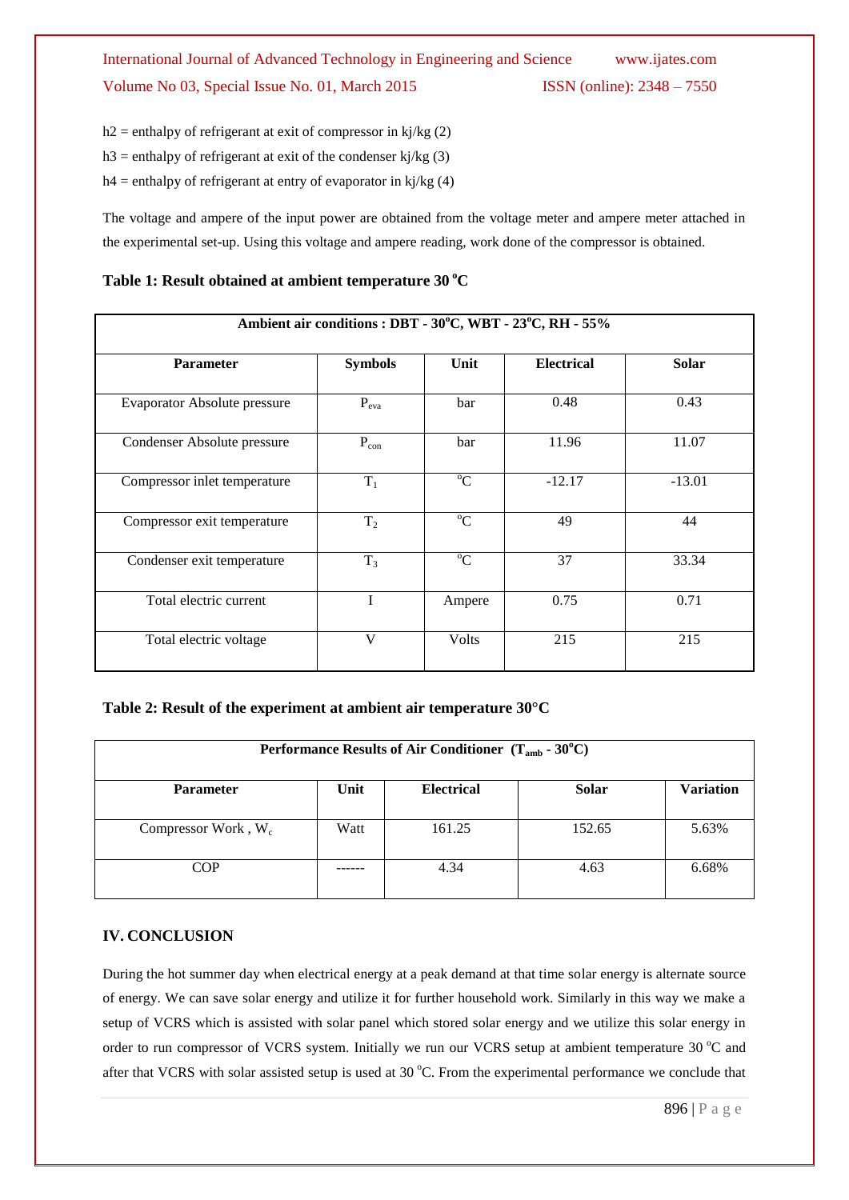h2 = enthalpy of refrigerant at exit of compressor in kj/kg (2)

h3 = enthalpy of refrigerant at exit of the condenser kj/kg (3)

h4 = enthalpy of refrigerant at entry of evaporator in kj/kg (4)

The voltage and ampere of the input power are obtained from the voltage meter and ampere meter attached in the experimental set-up. Using this voltage and ampere reading, work done of the compressor is obtained.

**Table 1: Result obtained at ambient temperature 30 °C**

| Ambient air conditions : DBT - 30°C, WBT - 23°C, RH - 55% | | | | |
|---|---|---|---|---|
| **Parameter** | **Symbols** | **Unit** | **Electrical** | **Solar** |
| Evaporator Absolute pressure | $P_{eva}$ | bar | 0.48 | 0.43 |
| Condenser Absolute pressure | $P_{con}$ | bar | 11.96 | 11.07 |
| Compressor inlet temperature | $T_1$ | °C | -12.17 | -13.01 |
| Compressor exit temperature | $T_2$ | °C | 49 | 44 |
| Condenser exit temperature | $T_3$ | °C | 37 | 33.34 |
| Total electric current | I | Ampere | 0.75 | 0.71 |
| Total electric voltage | V | Volts | 215 | 215 |

**Table 2: Result of the experiment at ambient air temperature 30°C**

| Performance Results of Air Conditioner ($T_{amb}$ - 30°C) | | | | |
|---|---|---|---|---|
| **Parameter** | **Unit** | **Electrical** | **Solar** | **Variation** |
| Compressor Work , $W_c$ | Watt | 161.25 | 152.65 | 5.63% |
| COP | ------ | 4.34 | 4.63 | 6.68% |

## IV. CONCLUSION

During the hot summer day when electrical energy at a peak demand at that time solar energy is alternate source of energy. We can save solar energy and utilize it for further household work. Similarly in this way we make a setup of VCRS which is assisted with solar panel which stored solar energy and we utilize this solar energy in order to run compressor of VCRS system. Initially we run our VCRS setup at ambient temperature 30 °C and after that VCRS with solar assisted setup is used at 30 °C. From the experimental performance we conclude that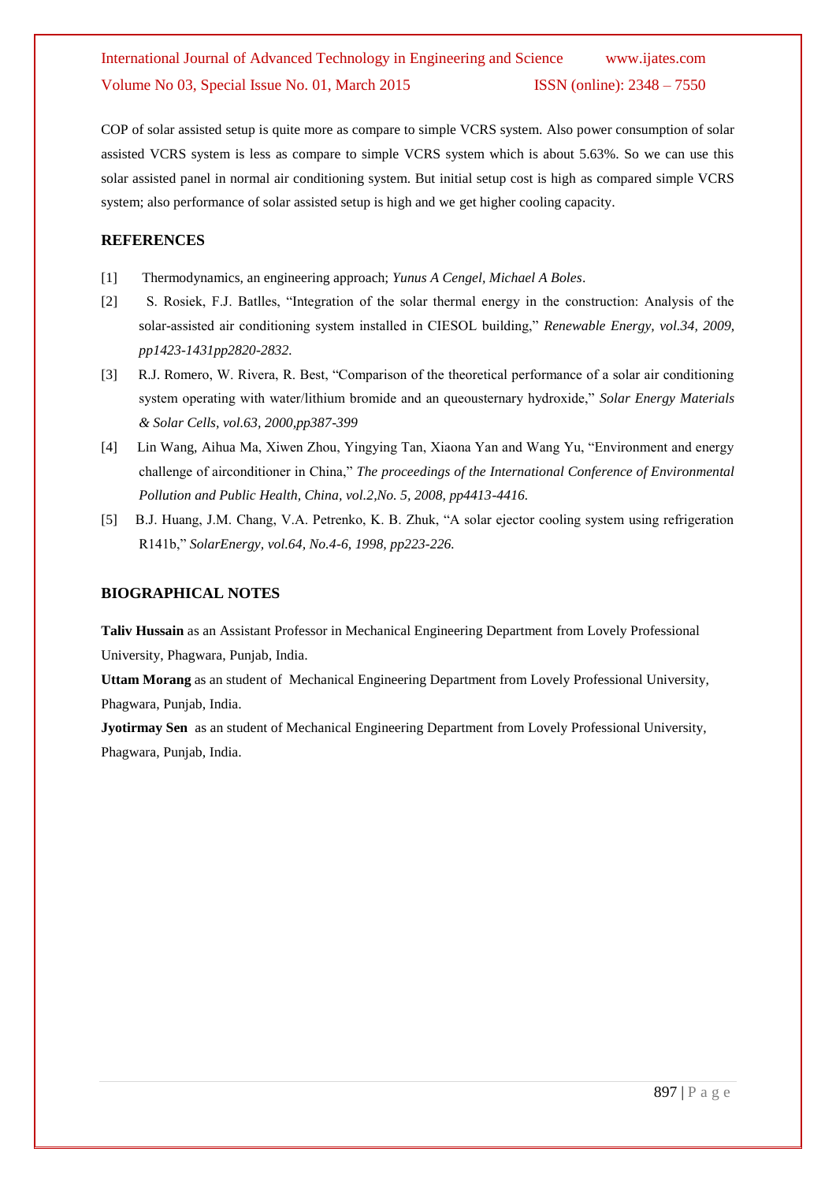COP of solar assisted setup is quite more as compare to simple VCRS system. Also power consumption of solar assisted VCRS system is less as compare to simple VCRS system which is about 5.63%. So we can use this solar assisted panel in normal air conditioning system. But initial setup cost is high as compared simple VCRS system; also performance of solar assisted setup is high and we get higher cooling capacity.

## REFERENCES

[1] Thermodynamics, an engineering approach; *Yunus A Cengel, Michael A Boles*.

[2] S. Rosiek, F.J. Batlles, "Integration of the solar thermal energy in the construction: Analysis of the solar-assisted air conditioning system installed in CIESOL building," *Renewable Energy, vol.34, 2009, pp1423-1431pp2820-2832.*

[3] R.J. Romero, W. Rivera, R. Best, "Comparison of the theoretical performance of a solar air conditioning system operating with water/lithium bromide and an queousternary hydroxide," *Solar Energy Materials & Solar Cells, vol.63, 2000,pp387-399*

[4] Lin Wang, Aihua Ma, Xiwen Zhou, Yingying Tan, Xiaona Yan and Wang Yu, "Environment and energy challenge of airconditioner in China," *The proceedings of the International Conference of Environmental Pollution and Public Health, China, vol.2,No. 5, 2008, pp4413-4416.*

[5] B.J. Huang, J.M. Chang, V.A. Petrenko, K. B. Zhuk, "A solar ejector cooling system using refrigeration R141b," *SolarEnergy, vol.64, No.4-6, 1998, pp223-226.*

## BIOGRAPHICAL NOTES

**Taliv Hussain** as an Assistant Professor in Mechanical Engineering Department from Lovely Professional University, Phagwara, Punjab, India.

**Uttam Morang** as an student of Mechanical Engineering Department from Lovely Professional University, Phagwara, Punjab, India.

**Jyotirmay Sen** as an student of Mechanical Engineering Department from Lovely Professional University, Phagwara, Punjab, India.